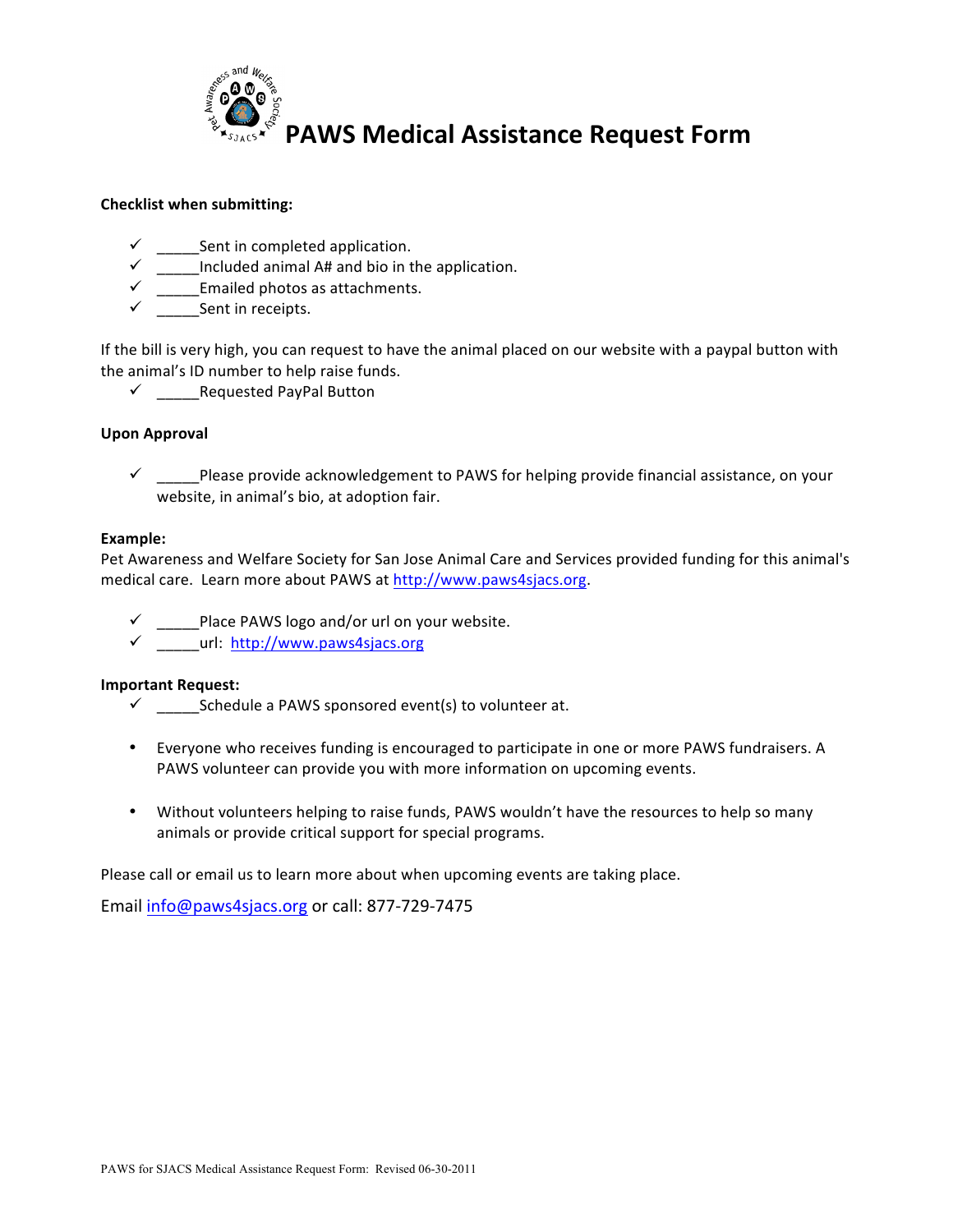# PAWS Medical Assistance Request Form

**Checklist when submitting:**

- ✓ _____Sent in completed application.
- ✓ _____Included animal A# and bio in the application.
- ✓ _____Emailed photos as attachments.
- ✓ _____Sent in receipts.

If the bill is very high, you can request to have the animal placed on our website with a paypal button with the animal's ID number to help raise funds.

- ✓ _____Requested PayPal Button

**Upon Approval**

- ✓ _____Please provide acknowledgement to PAWS for helping provide financial assistance, on your website, in animal's bio, at adoption fair.

**Example:**
Pet Awareness and Welfare Society for San Jose Animal Care and Services provided funding for this animal's medical care. Learn more about PAWS at [http://www.paws4sjacs.org](http://www.paws4sjacs.org).

- ✓ _____Place PAWS logo and/or url on your website.
- ✓ _____url: [http://www.paws4sjacs.org](http://www.paws4sjacs.org)

**Important Request:**

- ✓ _____Schedule a PAWS sponsored event(s) to volunteer at.

- Everyone who receives funding is encouraged to participate in one or more PAWS fundraisers. A PAWS volunteer can provide you with more information on upcoming events.

- Without volunteers helping to raise funds, PAWS wouldn't have the resources to help so many animals or provide critical support for special programs.

Please call or email us to learn more about when upcoming events are taking place.

Email [info@paws4sjacs.org](mailto:info@paws4sjacs.org) or call: 877-729-7475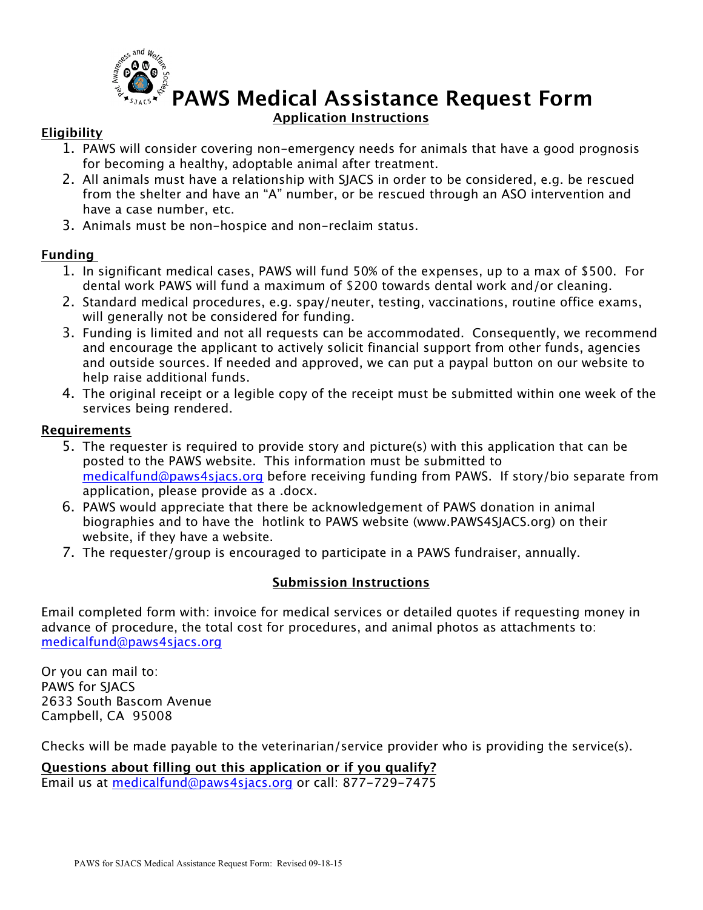# PAWS Medical Assistance Request Form

## Application Instructions

### Eligibility

1. PAWS will consider covering non-emergency needs for animals that have a good prognosis for becoming a healthy, adoptable animal after treatment.
2. All animals must have a relationship with SJACS in order to be considered, e.g. be rescued from the shelter and have an "A" number, or be rescued through an ASO intervention and have a case number, etc.
3. Animals must be non-hospice and non-reclaim status.

### Funding

1. In significant medical cases, PAWS will fund 50% of the expenses, up to a max of $500. For dental work PAWS will fund a maximum of $200 towards dental work and/or cleaning.
2. Standard medical procedures, e.g. spay/neuter, testing, vaccinations, routine office exams, will generally not be considered for funding.
3. Funding is limited and not all requests can be accommodated. Consequently, we recommend and encourage the applicant to actively solicit financial support from other funds, agencies and outside sources. If needed and approved, we can put a paypal button on our website to help raise additional funds.
4. The original receipt or a legible copy of the receipt must be submitted within one week of the services being rendered.

### Requirements

5. The requester is required to provide story and picture(s) with this application that can be posted to the PAWS website. This information must be submitted to medicalfund@paws4sjacs.org before receiving funding from PAWS. If story/bio separate from application, please provide as a .docx.
6. PAWS would appreciate that there be acknowledgement of PAWS donation in animal biographies and to have the hotlink to PAWS website (www.PAWS4SJACS.org) on their website, if they have a website.
7. The requester/group is encouraged to participate in a PAWS fundraiser, annually.

## Submission Instructions

Email completed form with: invoice for medical services or detailed quotes if requesting money in advance of procedure, the total cost for procedures, and animal photos as attachments to: medicalfund@paws4sjacs.org

Or you can mail to:
PAWS for SJACS
2633 South Bascom Avenue
Campbell, CA 95008

Checks will be made payable to the veterinarian/service provider who is providing the service(s).

**Questions about filling out this application or if you qualify?**
Email us at medicalfund@paws4sjacs.org or call: 877-729-7475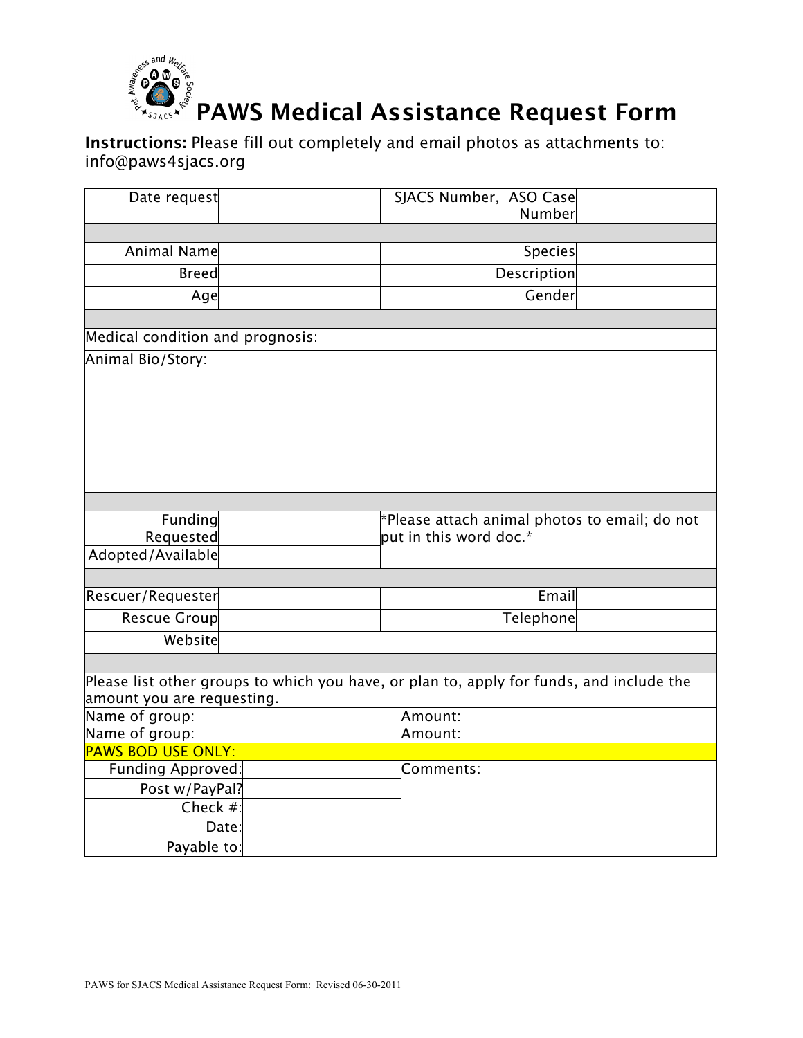# PAWS Medical Assistance Request Form

**Instructions:** Please fill out completely and email photos as attachments to: info@paws4sjacs.org

| | | | |
|---|---|---|---|
| Date request | | SJACS Number, ASO Case Number | |
| | | | |
| Animal Name | | Species | |
| Breed | | Description | |
| Age | | Gender | |

| |
|---|
| Medical condition and prognosis: |
| Animal Bio/Story: |

| | | |
|---|---|---|
| Funding Requested | | *Please attach animal photos to email; do not put in this word doc.* |
| Adopted/Available | | |

| | | | |
|---|---|---|---|
| Rescuer/Requester | | Email | |
| Rescue Group | | Telephone | |
| Website | | | |

Please list other groups to which you have, or plan to, apply for funds, and include the amount you are requesting.

| | |
|---|---|
| Name of group: | Amount: |
| Name of group: | Amount: |

PAWS BOD USE ONLY:

| | | |
|---|---|---|
| Funding Approved: | | Comments: |
| Post w/PayPal? | | |
| Check #: | | |
| Date: | | |
| Payable to: | | |

PAWS for SJACS Medical Assistance Request Form: Revised 06-30-2011